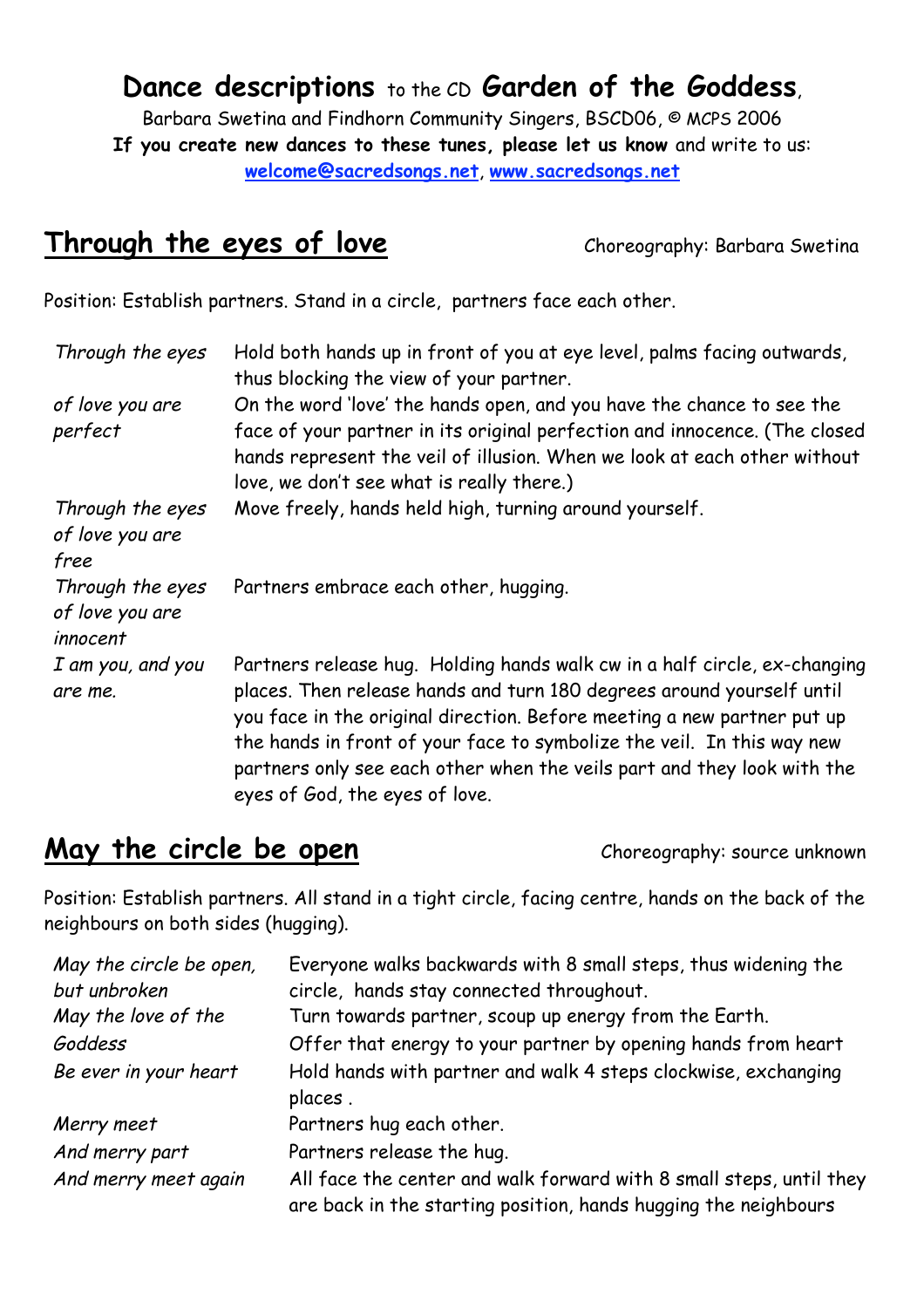# **Dance descriptions** to the CD **Garden of the Goddess**,

Barbara Swetina and Findhorn Community Singers, BSCD06, © MCPS 2006

**If you create new dances to these tunes, please let us know** and write to us: [welcome@sacredsongs.net](mailto:welcome@sacredsongs.net), [www.sacredsongs.net](http://www.sacredsongs.net)

## Through the eyes of love

Choreography: Barbara Swetina

Position: Establish partners. Stand in a circle, partners face each other.

| | |
|---|---|
| *Through the eyes* | Hold both hands up in front of you at eye level, palms facing outwards, thus blocking the view of your partner. |
| *of love you are perfect* | On the word 'love' the hands open, and you have the chance to see the face of your partner in its original perfection and innocence. (The closed hands represent the veil of illusion. When we look at each other without love, we don't see what is really there.) |
| *Through the eyes of love you are free* | Move freely, hands held high, turning around yourself. |
| *Through the eyes of love you are innocent* | Partners embrace each other, hugging. |
| *I am you, and you are me.* | Partners release hug. Holding hands walk cw in a half circle, ex-changing places. Then release hands and turn 180 degrees around yourself until you face in the original direction. Before meeting a new partner put up the hands in front of your face to symbolize the veil. In this way new partners only see each other when the veils part and they look with the eyes of God, the eyes of love. |

## May the circle be open

Choreography: source unknown

Position: Establish partners. All stand in a tight circle, facing centre, hands on the back of the neighbours on both sides (hugging).

| | |
|---|---|
| *May the circle be open, but unbroken* | Everyone walks backwards with 8 small steps, thus widening the circle, hands stay connected throughout. |
| *May the love of the* | Turn towards partner, scoup up energy from the Earth. |
| *Goddess* | Offer that energy to your partner by opening hands from heart |
| *Be ever in your heart* | Hold hands with partner and walk 4 steps clockwise, exchanging places . |
| *Merry meet* | Partners hug each other. |
| *And merry part* | Partners release the hug. |
| *And merry meet again* | All face the center and walk forward with 8 small steps, until they are back in the starting position, hands hugging the neighbours |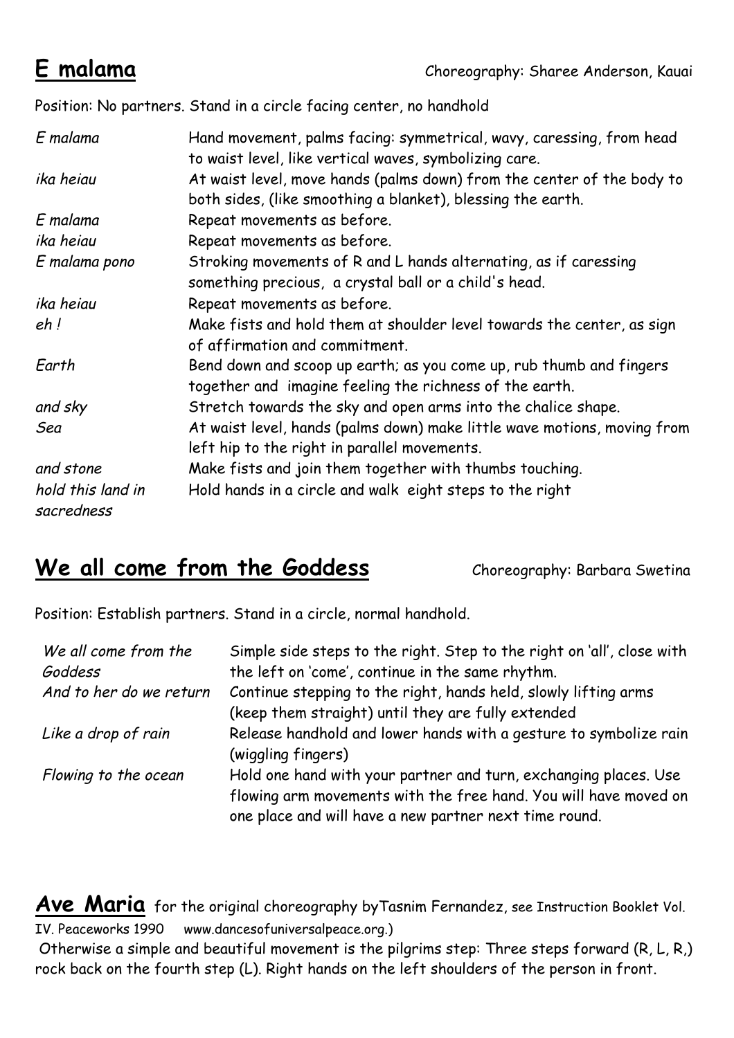## E malama

Choreography: Sharee Anderson, Kauai

Position: No partners. Stand in a circle facing center, no handhold

| | |
|---|---|
| *E malama* | Hand movement, palms facing: symmetrical, wavy, caressing, from head to waist level, like vertical waves, symbolizing care. |
| *ika heiau* | At waist level, move hands (palms down) from the center of the body to both sides, (like smoothing a blanket), blessing the earth. |
| *E malama* | Repeat movements as before. |
| *ika heiau* | Repeat movements as before. |
| *E malama pono* | Stroking movements of R and L hands alternating, as if caressing something precious, a crystal ball or a child's head. |
| *ika heiau* | Repeat movements as before. |
| *eh !* | Make fists and hold them at shoulder level towards the center, as sign of affirmation and commitment. |
| *Earth* | Bend down and scoop up earth; as you come up, rub thumb and fingers together and imagine feeling the richness of the earth. |
| *and sky* | Stretch towards the sky and open arms into the chalice shape. |
| *Sea* | At waist level, hands (palms down) make little wave motions, moving from left hip to the right in parallel movements. |
| *and stone* | Make fists and join them together with thumbs touching. |
| *hold this land in sacredness* | Hold hands in a circle and walk eight steps to the right |

## We all come from the Goddess

Choreography: Barbara Swetina

Position: Establish partners. Stand in a circle, normal handhold.

| | |
|---|---|
| *We all come from the Goddess* | Simple side steps to the right. Step to the right on 'all', close with the left on 'come', continue in the same rhythm. |
| *And to her do we return* | Continue stepping to the right, hands held, slowly lifting arms (keep them straight) until they are fully extended |
| *Like a drop of rain* | Release handhold and lower hands with a gesture to symbolize rain (wiggling fingers) |
| *Flowing to the ocean* | Hold one hand with your partner and turn, exchanging places. Use flowing arm movements with the free hand. You will have moved on one place and will have a new partner next time round. |

**Ave Maria** for the original choreography byTasnim Fernandez, see Instruction Booklet Vol. IV. Peaceworks 1990 www.dancesofuniversalpeace.org.)

Otherwise a simple and beautiful movement is the pilgrims step: Three steps forward (R, L, R,) rock back on the fourth step (L). Right hands on the left shoulders of the person in front.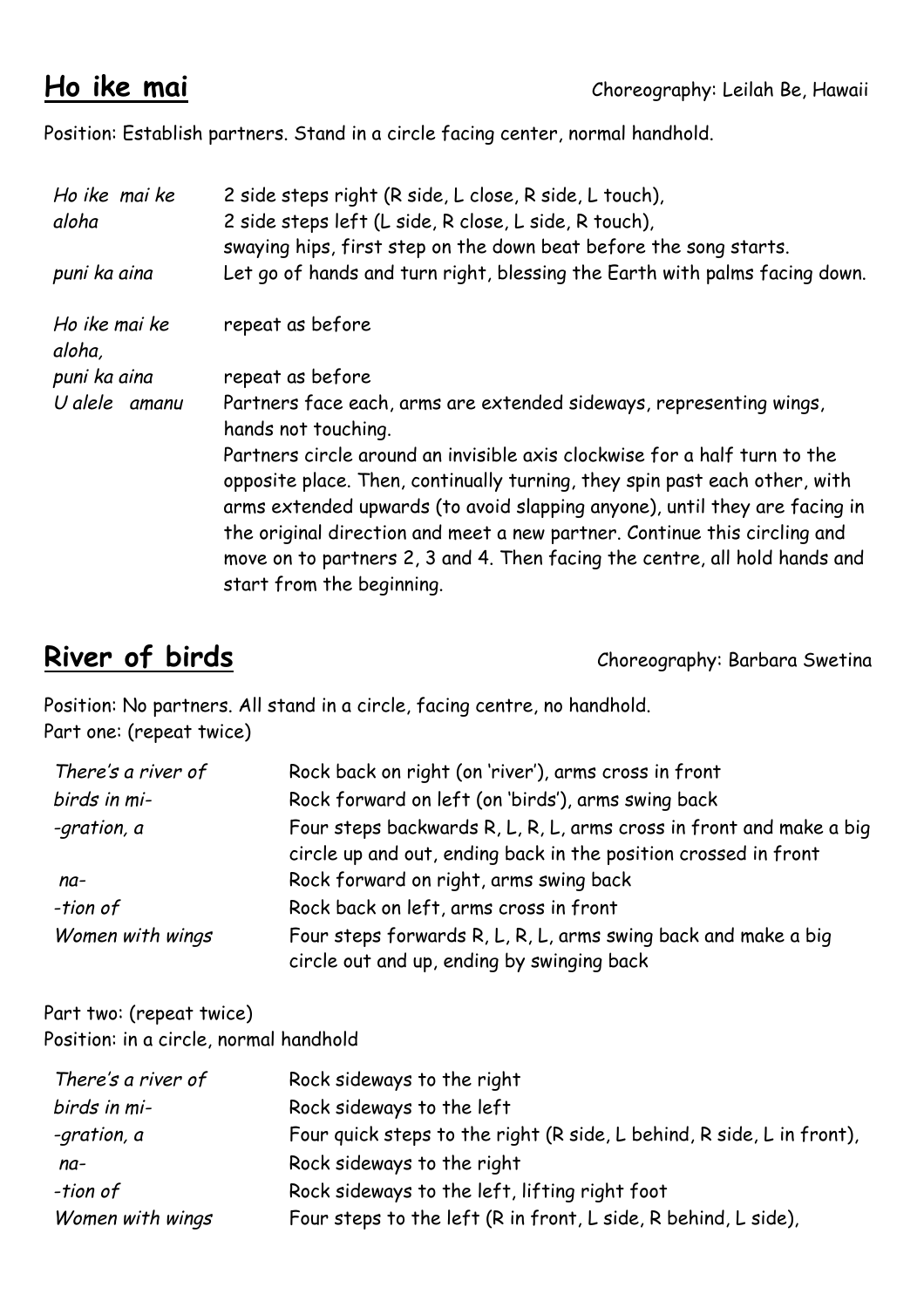## **Ho ike mai**

Choreography: Leilah Be, Hawaii

Position: Establish partners. Stand in a circle facing center, normal handhold.

| | |
|---|---|
| *Ho ike mai ke aloha* | 2 side steps right (R side, L close, R side, L touch), 2 side steps left (L side, R close, L side, R touch), swaying hips, first step on the down beat before the song starts. |
| *puni ka aina* | Let go of hands and turn right, blessing the Earth with palms facing down. |
| *Ho ike mai ke aloha,* | repeat as before |
| *puni ka aina* | repeat as before |
| *U alele amanu* | Partners face each, arms are extended sideways, representing wings, hands not touching. Partners circle around an invisible axis clockwise for a half turn to the opposite place. Then, continually turning, they spin past each other, with arms extended upwards (to avoid slapping anyone), until they are facing in the original direction and meet a new partner. Continue this circling and move on to partners 2, 3 and 4. Then facing the centre, all hold hands and start from the beginning. |

## **River of birds**

Choreography: Barbara Swetina

Position: No partners. All stand in a circle, facing centre, no handhold.
Part one: (repeat twice)

| | |
|---|---|
| *There's a river of* | Rock back on right (on 'river'), arms cross in front |
| *birds in mi-* | Rock forward on left (on 'birds'), arms swing back |
| *-gration, a* | Four steps backwards R, L, R, L, arms cross in front and make a big circle up and out, ending back in the position crossed in front |
| *na-* | Rock forward on right, arms swing back |
| *-tion of* | Rock back on left, arms cross in front |
| *Women with wings* | Four steps forwards R, L, R, L, arms swing back and make a big circle out and up, ending by swinging back |

Part two: (repeat twice)
Position: in a circle, normal handhold

| | |
|---|---|
| *There's a river of* | Rock sideways to the right |
| *birds in mi-* | Rock sideways to the left |
| *-gration, a* | Four quick steps to the right (R side, L behind, R side, L in front), |
| *na-* | Rock sideways to the right |
| *-tion of* | Rock sideways to the left, lifting right foot |
| *Women with wings* | Four steps to the left (R in front, L side, R behind, L side), |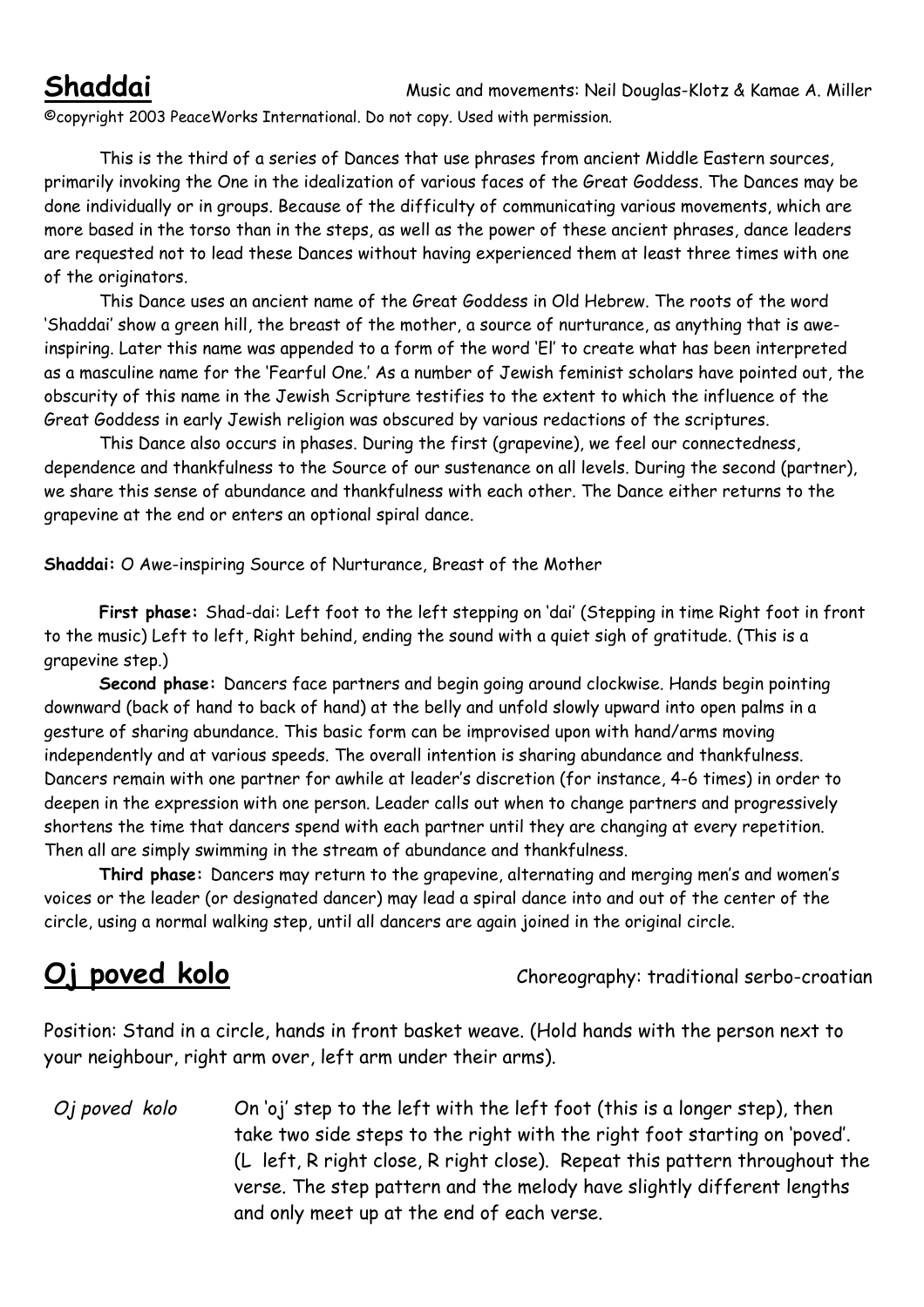# Shaddai

Music and movements: Neil Douglas-Klotz & Kamae A. Miller

©copyright 2003 PeaceWorks International. Do not copy. Used with permission.

This is the third of a series of Dances that use phrases from ancient Middle Eastern sources, primarily invoking the One in the idealization of various faces of the Great Goddess. The Dances may be done individually or in groups. Because of the difficulty of communicating various movements, which are more based in the torso than in the steps, as well as the power of these ancient phrases, dance leaders are requested not to lead these Dances without having experienced them at least three times with one of the originators.

This Dance uses an ancient name of the Great Goddess in Old Hebrew. The roots of the word 'Shaddai' show a green hill, the breast of the mother, a source of nurturance, as anything that is awe-inspiring. Later this name was appended to a form of the word 'El' to create what has been interpreted as a masculine name for the 'Fearful One.' As a number of Jewish feminist scholars have pointed out, the obscurity of this name in the Jewish Scripture testifies to the extent to which the influence of the Great Goddess in early Jewish religion was obscured by various redactions of the scriptures.

This Dance also occurs in phases. During the first (grapevine), we feel our connectedness, dependence and thankfulness to the Source of our sustenance on all levels. During the second (partner), we share this sense of abundance and thankfulness with each other. The Dance either returns to the grapevine at the end or enters an optional spiral dance.

**Shaddai:** O Awe-inspiring Source of Nurturance, Breast of the Mother

**First phase:** Shad-dai: Left foot to the left stepping on 'dai' (Stepping in time Right foot in front to the music) Left to left, Right behind, ending the sound with a quiet sigh of gratitude. (This is a grapevine step.)

**Second phase:** Dancers face partners and begin going around clockwise. Hands begin pointing downward (back of hand to back of hand) at the belly and unfold slowly upward into open palms in a gesture of sharing abundance. This basic form can be improvised upon with hand/arms moving independently and at various speeds. The overall intention is sharing abundance and thankfulness. Dancers remain with one partner for awhile at leader's discretion (for instance, 4-6 times) in order to deepen in the expression with one person. Leader calls out when to change partners and progressively shortens the time that dancers spend with each partner until they are changing at every repetition. Then all are simply swimming in the stream of abundance and thankfulness.

**Third phase:** Dancers may return to the grapevine, alternating and merging men's and women's voices or the leader (or designated dancer) may lead a spiral dance into and out of the center of the circle, using a normal walking step, until all dancers are again joined in the original circle.

# Oj poved kolo

Choreography: traditional serbo-croatian

Position: Stand in a circle, hands in front basket weave. (Hold hands with the person next to your neighbour, right arm over, left arm under their arms).

| | |
|---|---|
| *Oj poved kolo* | On 'oj' step to the left with the left foot (this is a longer step), then take two side steps to the right with the right foot starting on 'poved'. (L left, R right close, R right close). Repeat this pattern throughout the verse. The step pattern and the melody have slightly different lengths and only meet up at the end of each verse. |